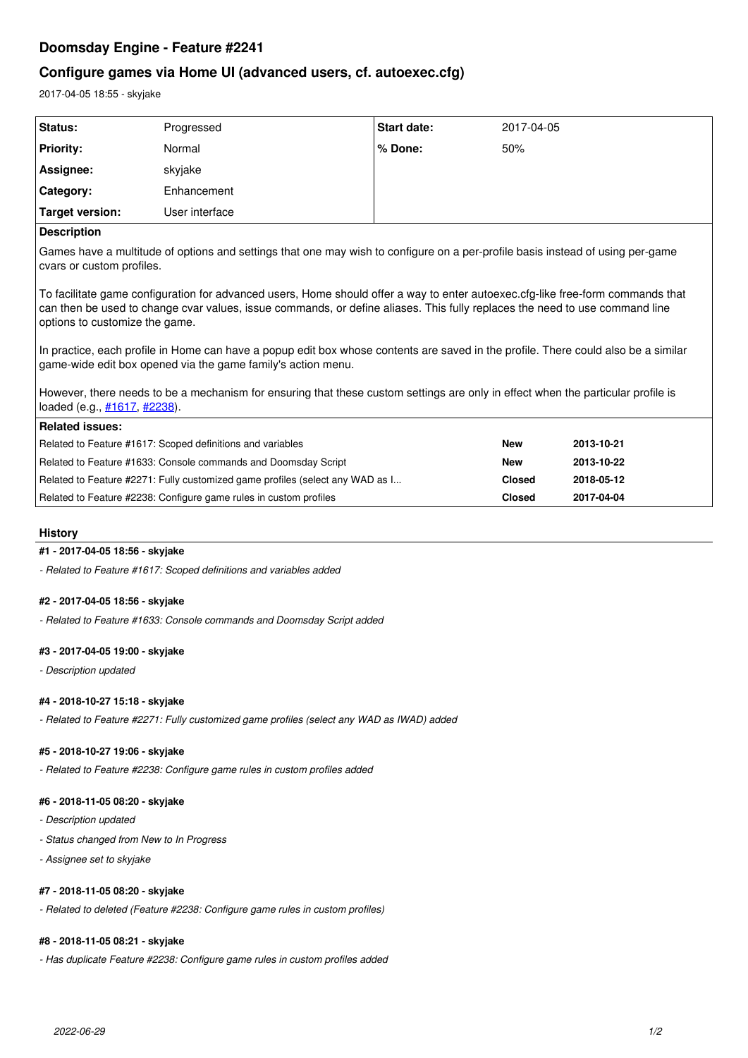# Doomsday Engine - Feature #2241

## Configure games via Home UI (advanced users, cf. autoexec.cfg)

2017-04-05 18:55 - skyjake

| Status: | Progressed | Start date: | 2017-04-05 |
|---|---|---|---|
| Priority: | Normal | % Done: | 50% |
| Assignee: | skyjake | | |
| Category: | Enhancement | | |
| Target version: | User interface | | |

**Description**

Games have a multitude of options and settings that one may wish to configure on a per-profile basis instead of using per-game cvars or custom profiles.

To facilitate game configuration for advanced users, Home should offer a way to enter autoexec.cfg-like free-form commands that can then be used to change cvar values, issue commands, or define aliases. This fully replaces the need to use command line options to customize the game.

In practice, each profile in Home can have a popup edit box whose contents are saved in the profile. There could also be a similar game-wide edit box opened via the game family's action menu.

However, there needs to be a mechanism for ensuring that these custom settings are only in effect when the particular profile is loaded (e.g., #1617, #2238).

**Related issues:**

| | | |
|---|---|---|
| Related to Feature #1617: Scoped definitions and variables | **New** | **2013-10-21** |
| Related to Feature #1633: Console commands and Doomsday Script | **New** | **2013-10-22** |
| Related to Feature #2271: Fully customized game profiles (select any WAD as I... | **Closed** | **2018-05-12** |
| Related to Feature #2238: Configure game rules in custom profiles | **Closed** | **2017-04-04** |

### History

#### #1 - 2017-04-05 18:56 - skyjake

*- Related to Feature #1617: Scoped definitions and variables added*

#### #2 - 2017-04-05 18:56 - skyjake

*- Related to Feature #1633: Console commands and Doomsday Script added*

#### #3 - 2017-04-05 19:00 - skyjake

*- Description updated*

#### #4 - 2018-10-27 15:18 - skyjake

*- Related to Feature #2271: Fully customized game profiles (select any WAD as IWAD) added*

#### #5 - 2018-10-27 19:06 - skyjake

*- Related to Feature #2238: Configure game rules in custom profiles added*

#### #6 - 2018-11-05 08:20 - skyjake

*- Description updated*

*- Status changed from New to In Progress*

*- Assignee set to skyjake*

#### #7 - 2018-11-05 08:20 - skyjake

*- Related to deleted (Feature #2238: Configure game rules in custom profiles)*

#### #8 - 2018-11-05 08:21 - skyjake

*- Has duplicate Feature #2238: Configure game rules in custom profiles added*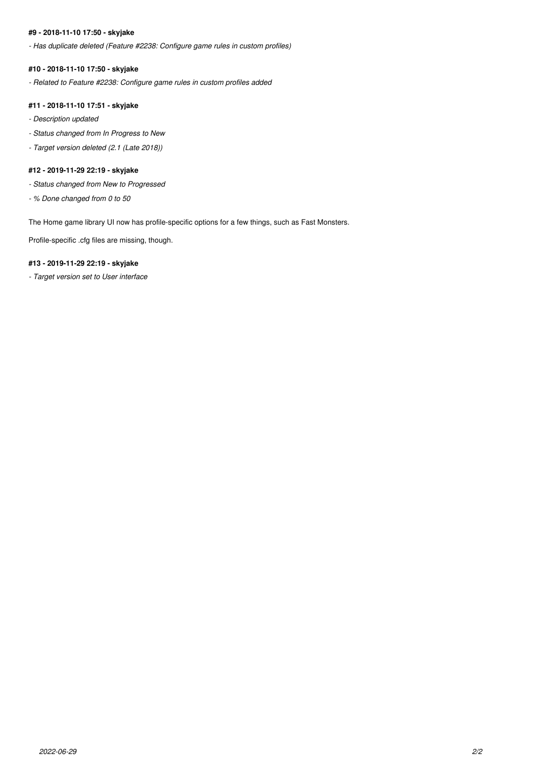#### #9 - 2018-11-10 17:50 - skyjake

*- Has duplicate deleted (Feature #2238: Configure game rules in custom profiles)*

#### #10 - 2018-11-10 17:50 - skyjake

*- Related to Feature #2238: Configure game rules in custom profiles added*

#### #11 - 2018-11-10 17:51 - skyjake

*- Description updated*

*- Status changed from In Progress to New*

*- Target version deleted (2.1 (Late 2018))*

#### #12 - 2019-11-29 22:19 - skyjake

*- Status changed from New to Progressed*

*- % Done changed from 0 to 50*

The Home game library UI now has profile-specific options for a few things, such as Fast Monsters.

Profile-specific .cfg files are missing, though.

#### #13 - 2019-11-29 22:19 - skyjake

*- Target version set to User interface*